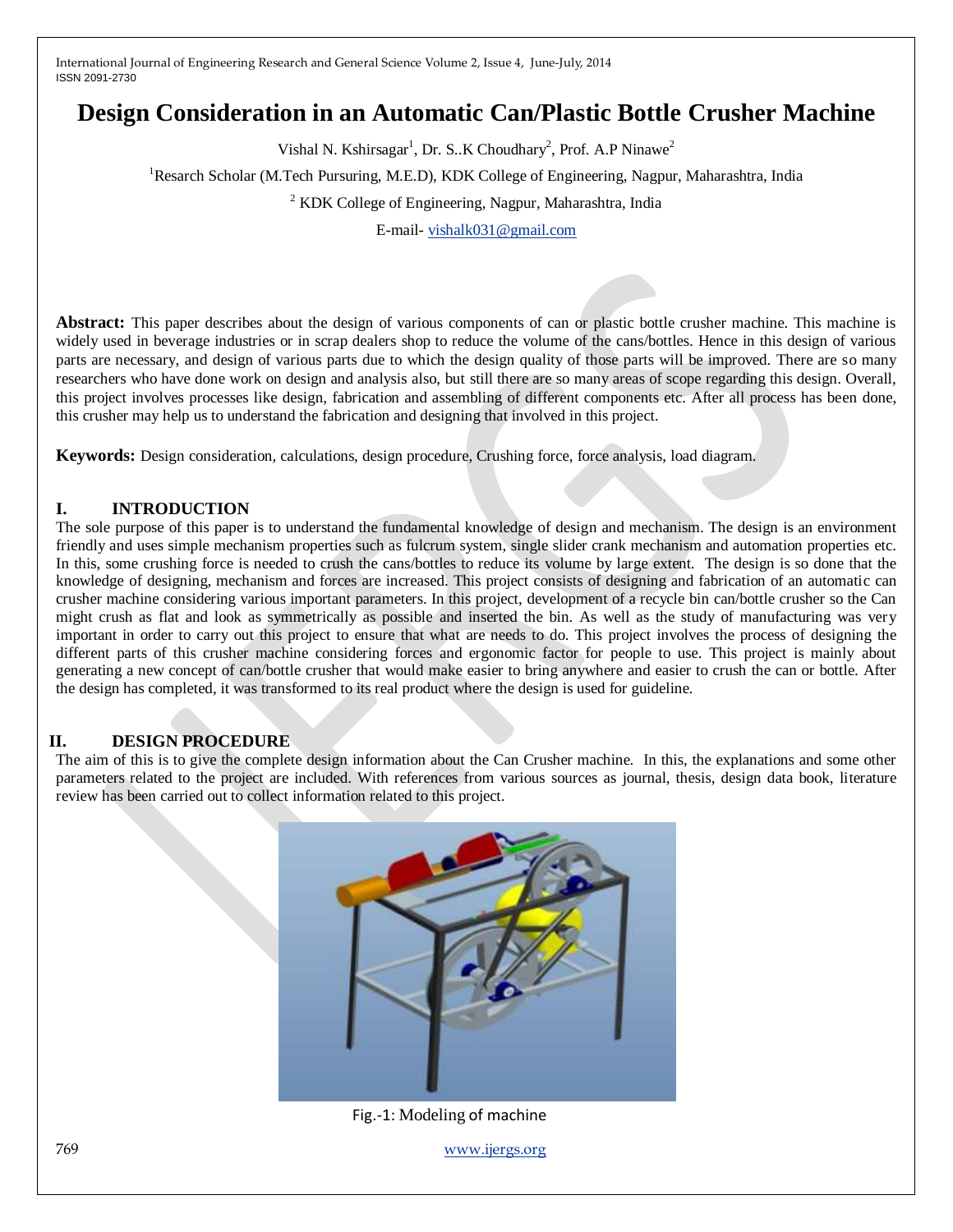# Design Consideration in an Automatic Can/Plastic Bottle Crusher Machine

Vishal N. Kshirsagar[1], Dr. S..K Choudhary[2], Prof. A.P Ninawe[2]

[1]Resarch Scholar (M.Tech Pursuring, M.E.D), KDK College of Engineering, Nagpur, Maharashtra, India

[2] KDK College of Engineering, Nagpur, Maharashtra, India

E-mail- vishalk031@gmail.com

**Abstract:** This paper describes about the design of various components of can or plastic bottle crusher machine. This machine is widely used in beverage industries or in scrap dealers shop to reduce the volume of the cans/bottles. Hence in this design of various parts are necessary, and design of various parts due to which the design quality of those parts will be improved. There are so many researchers who have done work on design and analysis also, but still there are so many areas of scope regarding this design. Overall, this project involves processes like design, fabrication and assembling of different components etc. After all process has been done, this crusher may help us to understand the fabrication and designing that involved in this project.

**Keywords:** Design consideration, calculations, design procedure, Crushing force, force analysis, load diagram.

## I. INTRODUCTION

The sole purpose of this paper is to understand the fundamental knowledge of design and mechanism. The design is an environment friendly and uses simple mechanism properties such as fulcrum system, single slider crank mechanism and automation properties etc. In this, some crushing force is needed to crush the cans/bottles to reduce its volume by large extent. The design is so done that the knowledge of designing, mechanism and forces are increased. This project consists of designing and fabrication of an automatic can crusher machine considering various important parameters. In this project, development of a recycle bin can/bottle crusher so the Can might crush as flat and look as symmetrically as possible and inserted the bin. As well as the study of manufacturing was very important in order to carry out this project to ensure that what are needs to do. This project involves the process of designing the different parts of this crusher machine considering forces and ergonomic factor for people to use. This project is mainly about generating a new concept of can/bottle crusher that would make easier to bring anywhere and easier to crush the can or bottle. After the design has completed, it was transformed to its real product where the design is used for guideline.

## II. DESIGN PROCEDURE

The aim of this is to give the complete design information about the Can Crusher machine. In this, the explanations and some other parameters related to the project are included. With references from various sources as journal, thesis, design data book, literature review has been carried out to collect information related to this project.

Fig.-1: Modeling of machine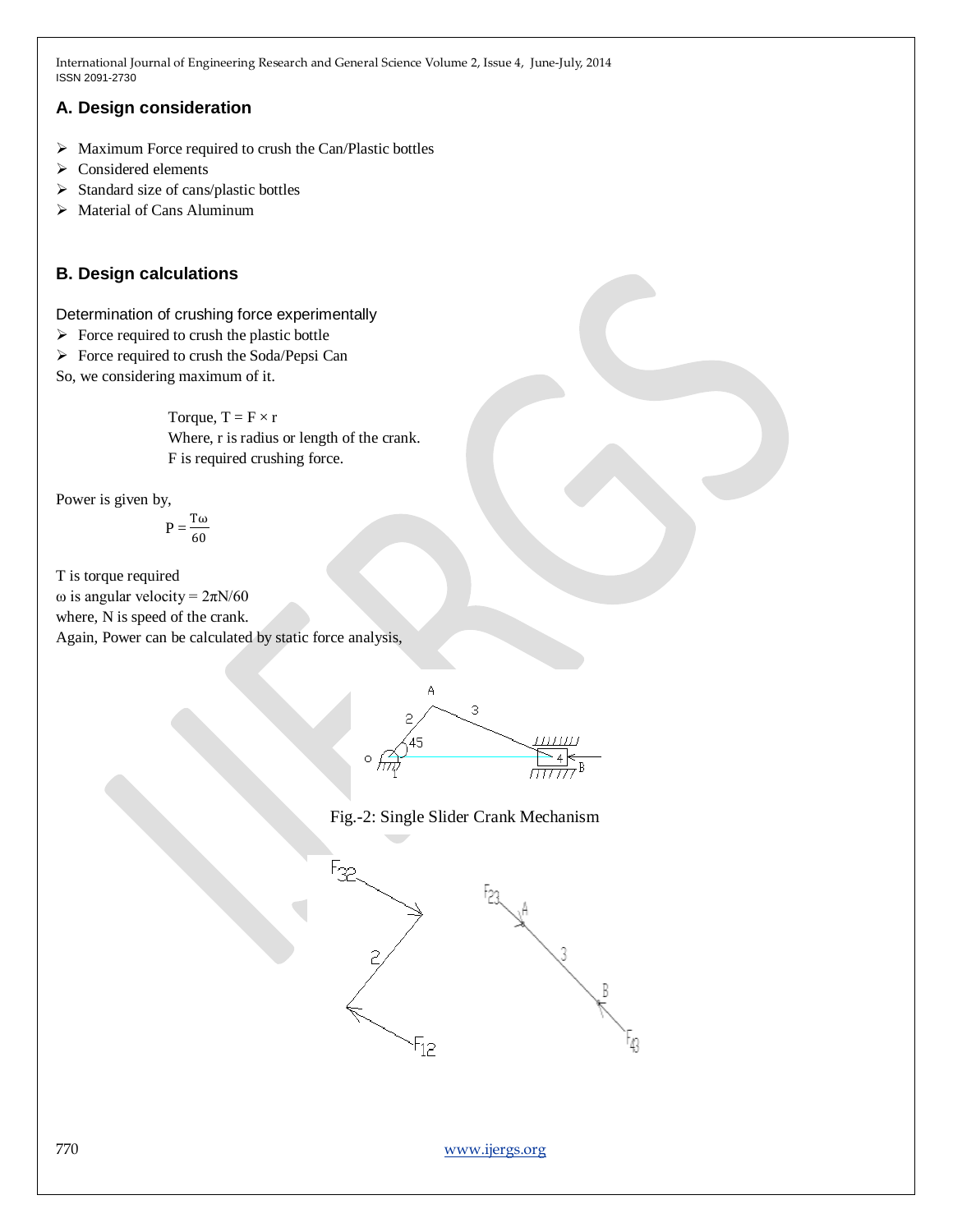## A. Design consideration

- Maximum Force required to crush the Can/Plastic bottles
- Considered elements
- Standard size of cans/plastic bottles
- Material of Cans Aluminum

## B. Design calculations

Determination of crushing force experimentally

- Force required to crush the plastic bottle
- Force required to crush the Soda/Pepsi Can

So, we considering maximum of it.

Torque, $T = F \times r$

Where, r is radius or length of the crank.

F is required crushing force.

Power is given by,

$$P = \frac{T\omega}{60}$$

T is torque required

ω is angular velocity = $2\pi N/60$

where, N is speed of the crank.

Again, Power can be calculated by static force analysis,

Fig.-2: Single Slider Crank Mechanism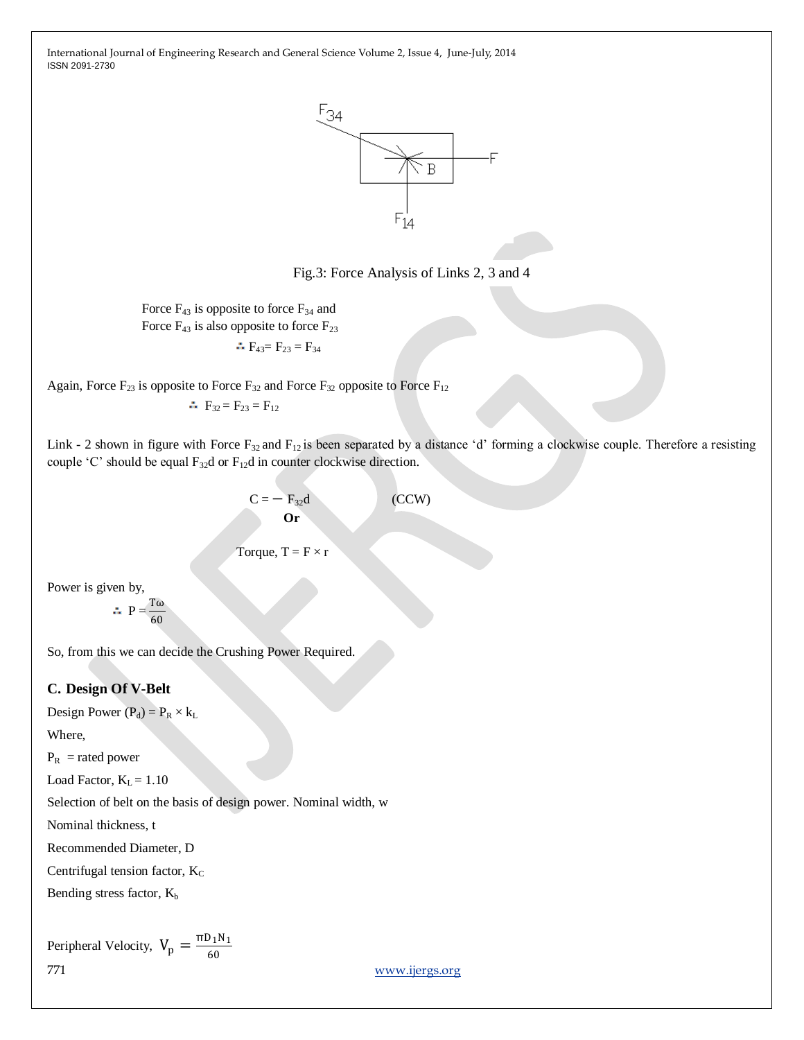Fig.3: Force Analysis of Links 2, 3 and 4

Force $F_{43}$ is opposite to force $F_{34}$ and
Force $F_{43}$ is also opposite to force $F_{23}$

$$\therefore F_{43} = F_{23} = F_{34}$$

Again, Force $F_{23}$ is opposite to Force $F_{32}$ and Force $F_{32}$ opposite to Force $F_{12}$

$$\therefore F_{32} = F_{23} = F_{12}$$

Link - 2 shown in figure with Force $F_{32}$ and $F_{12}$ is been separated by a distance 'd' forming a clockwise couple. Therefore a resisting couple 'C' should be equal $F_{32}d$ or $F_{12}d$ in counter clockwise direction.

$$C = - F_{32}d \qquad \text{(CCW)}$$

**Or**

Torque, $T = F \times r$

Power is given by,

$$\therefore P = \frac{T\omega}{60}$$

So, from this we can decide the Crushing Power Required.

### C. Design Of V-Belt

Design Power $(P_d) = P_R \times k_L$

Where,

$P_R$ = rated power

Load Factor, $K_L = 1.10$

Selection of belt on the basis of design power. Nominal width, w

Nominal thickness, t

Recommended Diameter, D

Centrifugal tension factor, $K_C$

Bending stress factor, $K_b$

Peripheral Velocity, $V_p = \frac{\pi D_1 N_1}{60}$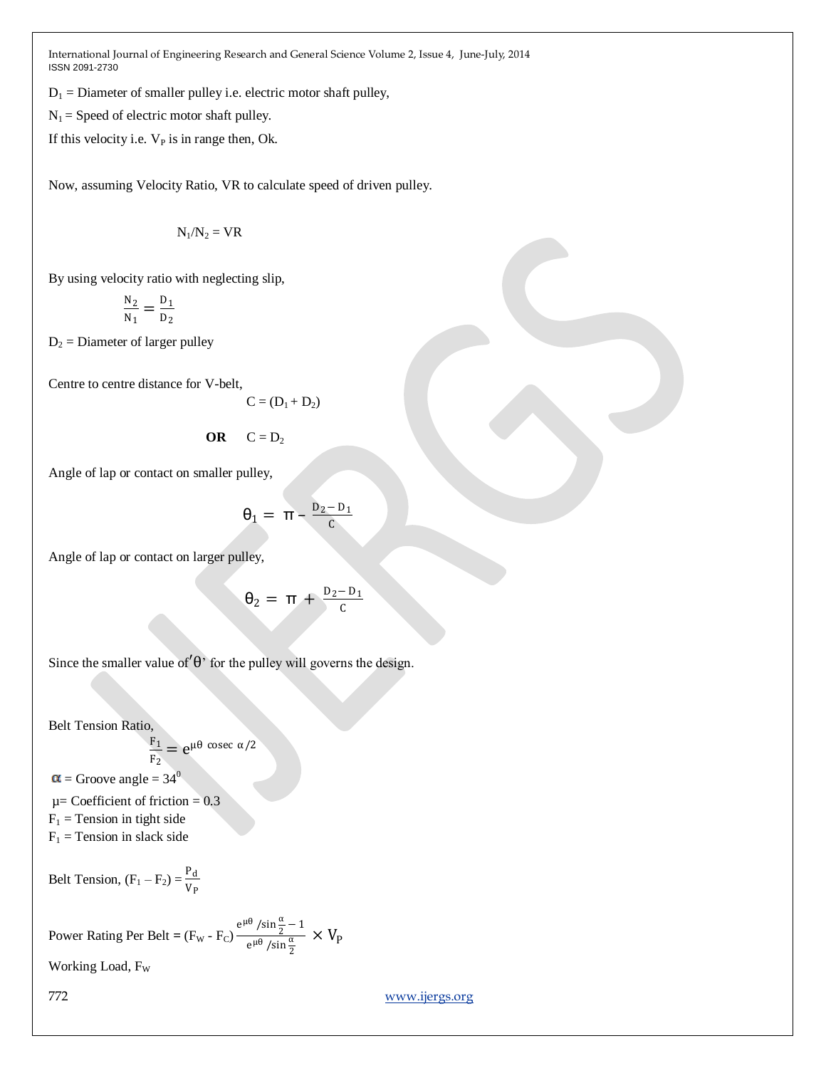$D_1$ = Diameter of smaller pulley i.e. electric motor shaft pulley,

$N_1$ = Speed of electric motor shaft pulley.

If this velocity i.e. $V_P$ is in range then, Ok.

Now, assuming Velocity Ratio, VR to calculate speed of driven pulley.

$$N_1/N_2 = VR$$

By using velocity ratio with neglecting slip,

$$\frac{N_2}{N_1} = \frac{D_1}{D_2}$$

$D_2$ = Diameter of larger pulley

Centre to centre distance for V-belt,

$$C = (D_1 + D_2)$$

**OR** $\quad C = D_2$

Angle of lap or contact on smaller pulley,

$$\theta_1 = \pi - \frac{D_2 - D_1}{C}$$

Angle of lap or contact on larger pulley,

$$\theta_2 = \pi + \frac{D_2 - D_1}{C}$$

Since the smaller value of'$\theta$' for the pulley will governs the design.

Belt Tension Ratio,

$$\frac{F_1}{F_2} = e^{\mu\theta \text{ cosec } \alpha/2}$$

$\alpha$ = Groove angle = $34^0$

$\mu$= Coefficient of friction = 0.3

$F_1$ = Tension in tight side

$F_1$ = Tension in slack side

Belt Tension, $(F_1 - F_2) = \frac{P_d}{V_P}$

Power Rating Per Belt = $(F_W - F_C)\frac{e^{\mu\theta}/\sin\frac{\alpha}{2} - 1}{e^{\mu\theta}/\sin\frac{\alpha}{2}} \times V_P$

Working Load, $F_W$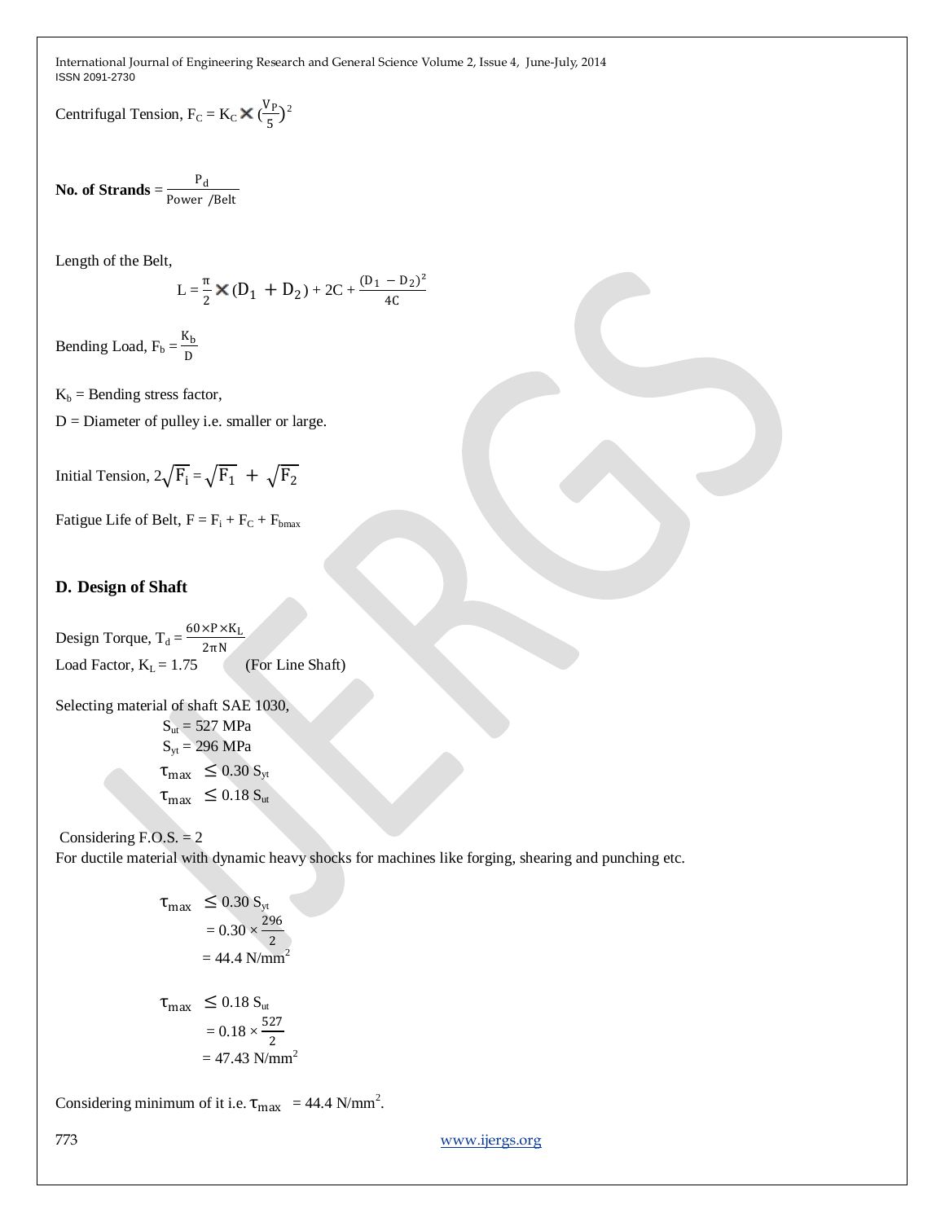Centrifugal Tension, $F_C = K_C \times (\frac{V_P}{5})^2$

**No. of Strands** = $\frac{P_d}{\text{Power /Belt}}$

Length of the Belt,

$$L = \frac{\pi}{2} \times (D_1 + D_2) + 2C + \frac{(D_1 - D_2)^2}{4C}$$

Bending Load, $F_b = \frac{K_b}{D}$

$K_b$ = Bending stress factor,

D = Diameter of pulley i.e. smaller or large.

Initial Tension, $2\sqrt{F_i} = \sqrt{F_1} + \sqrt{F_2}$

Fatigue Life of Belt, $F = F_i + F_C + F_{bmax}$

### D. Design of Shaft

Design Torque, $T_d = \frac{60 \times P \times K_L}{2\pi N}$

Load Factor, $K_L = 1.75$ (For Line Shaft)

Selecting material of shaft SAE 1030,

$S_{ut} = 527$ MPa

$S_{yt} = 296$ MPa

$\tau_{max} \leq 0.30\, S_{yt}$

$\tau_{max} \leq 0.18\, S_{ut}$

Considering F.O.S. = 2

For ductile material with dynamic heavy shocks for machines like forging, shearing and punching etc.

$$\tau_{max} \leq 0.30\, S_{yt} = 0.30 \times \frac{296}{2} = 44.4 \text{ N/mm}^2$$

$$\tau_{max} \leq 0.18\, S_{ut} = 0.18 \times \frac{527}{2} = 47.43 \text{ N/mm}^2$$

Considering minimum of it i.e. $\tau_{max} = 44.4$ N/mm$^2$.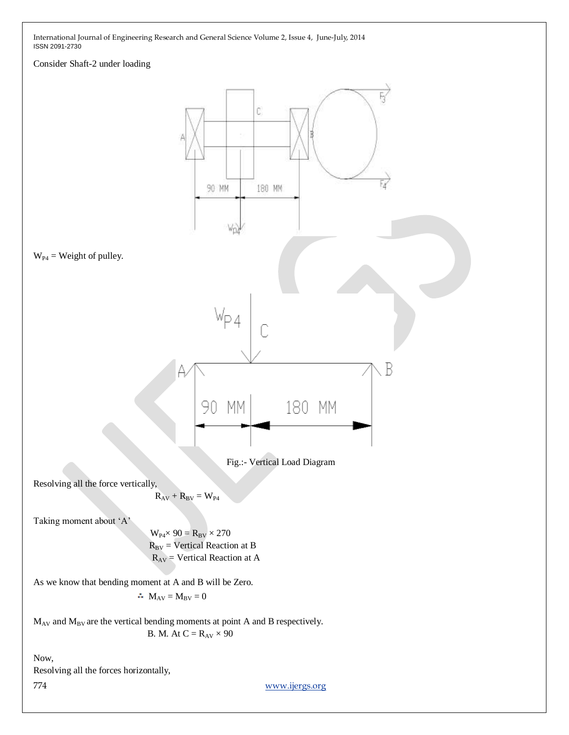Consider Shaft-2 under loading

$W_{P4}$ = Weight of pulley.

Fig.:- Vertical Load Diagram

Resolving all the force vertically,

$$R_{AV} + R_{BV} = W_{P4}$$

Taking moment about 'A'

$$W_{P4} \times 90 = R_{BV} \times 270$$

$R_{BV}$ = Vertical Reaction at B

$R_{AV}$ = Vertical Reaction at A

As we know that bending moment at A and B will be Zero.

$$\therefore M_{AV} = M_{BV} = 0$$

$M_{AV}$ and $M_{BV}$ are the vertical bending moments at point A and B respectively.

$$\text{B. M. At C} = R_{AV} \times 90$$

Now,

Resolving all the forces horizontally,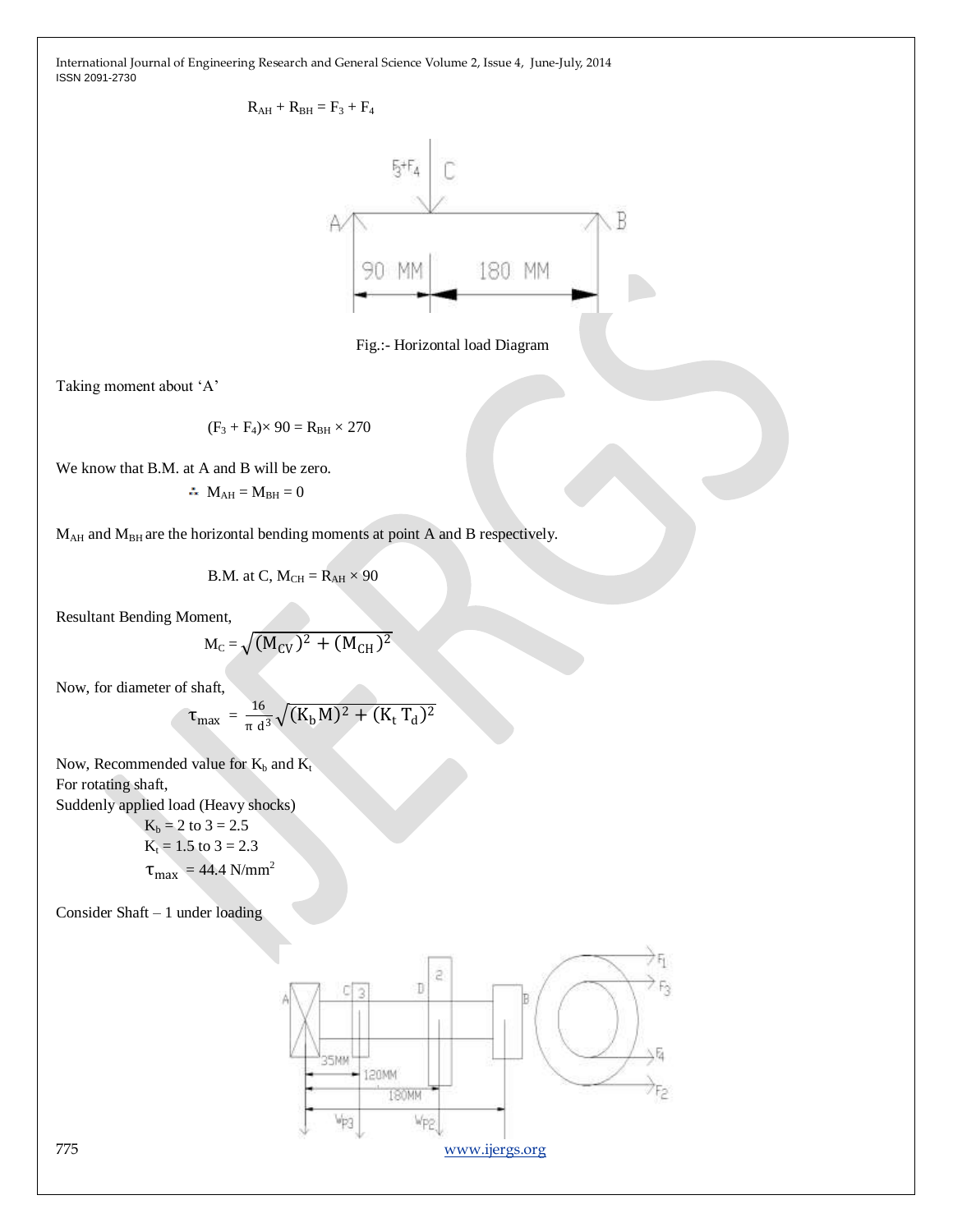$$R_{AH} + R_{BH} = F_3 + F_4$$

Fig.:- Horizontal load Diagram

Taking moment about 'A'

$$(F_3 + F_4) \times 90 = R_{BH} \times 270$$

We know that B.M. at A and B will be zero.

$$\therefore \; M_{AH} = M_{BH} = 0$$

$M_{AH}$ and $M_{BH}$ are the horizontal bending moments at point A and B respectively.

$$\text{B.M. at C, } M_{CH} = R_{AH} \times 90$$

Resultant Bending Moment,

$$M_C = \sqrt{(M_{CV})^2 + (M_{CH})^2}$$

Now, for diameter of shaft,

$$\tau_{max} = \frac{16}{\pi \, d^3}\sqrt{(K_b M)^2 + (K_t \, T_d)^2}$$

Now, Recommended value for $K_b$ and $K_t$

For rotating shaft,

Suddenly applied load (Heavy shocks)

$K_b$ = 2 to 3 = 2.5

$K_t$ = 1.5 to 3 = 2.3

$\tau_{max}$ = 44.4 N/mm$^2$

Consider Shaft – 1 under loading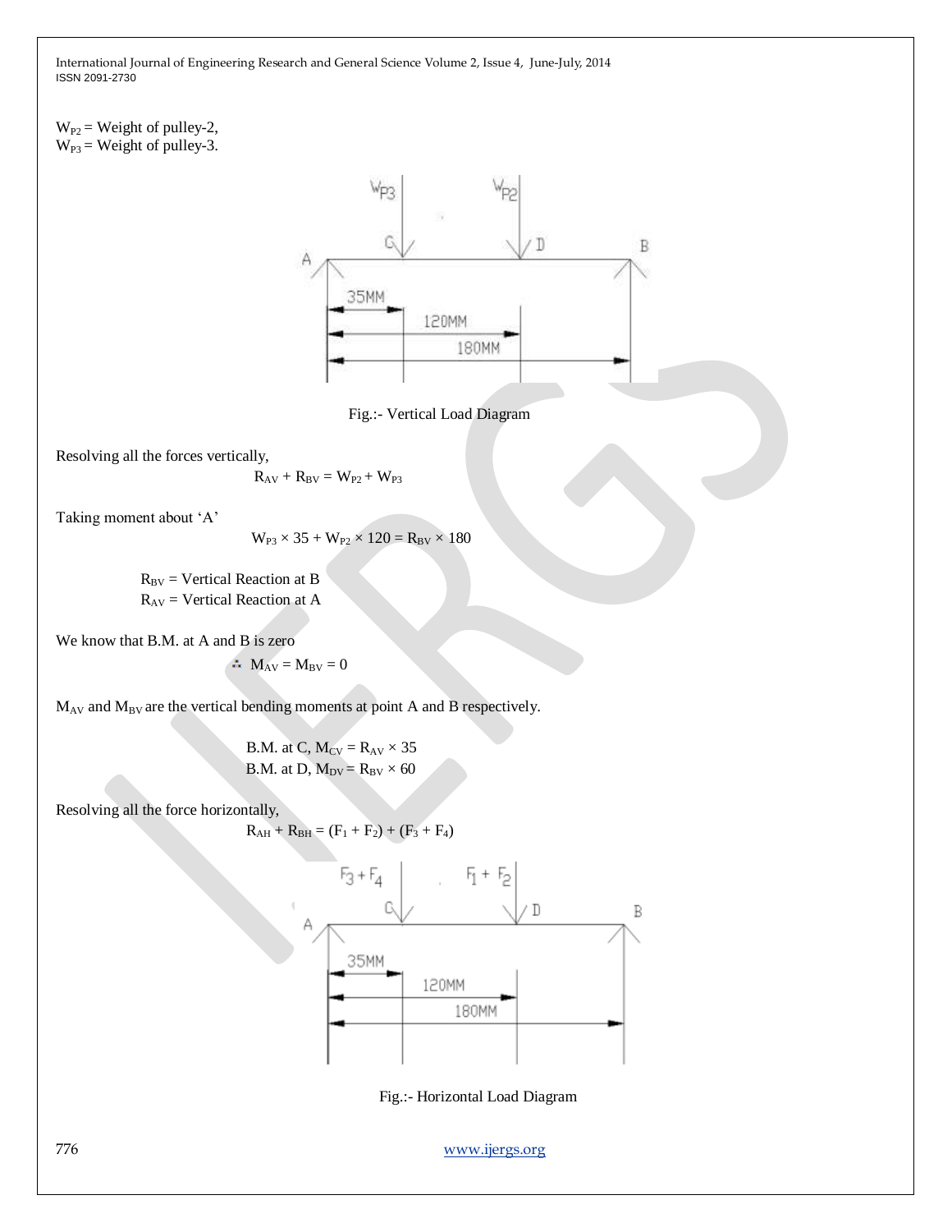$W_{P2}$ = Weight of pulley-2,
$W_{P3}$ = Weight of pulley-3.

Fig.:- Vertical Load Diagram

Resolving all the forces vertically,

$$R_{AV} + R_{BV} = W_{P2} + W_{P3}$$

Taking moment about 'A'

$$W_{P3} \times 35 + W_{P2} \times 120 = R_{BV} \times 180$$

$R_{BV}$ = Vertical Reaction at B
$R_{AV}$ = Vertical Reaction at A

We know that B.M. at A and B is zero

$$\therefore M_{AV} = M_{BV} = 0$$

$M_{AV}$ and $M_{BV}$ are the vertical bending moments at point A and B respectively.

B.M. at C, $M_{CV} = R_{AV} \times 35$
B.M. at D, $M_{DV} = R_{BV} \times 60$

Resolving all the force horizontally,

$$R_{AH} + R_{BH} = (F_1 + F_2) + (F_3 + F_4)$$

Fig.:- Horizontal Load Diagram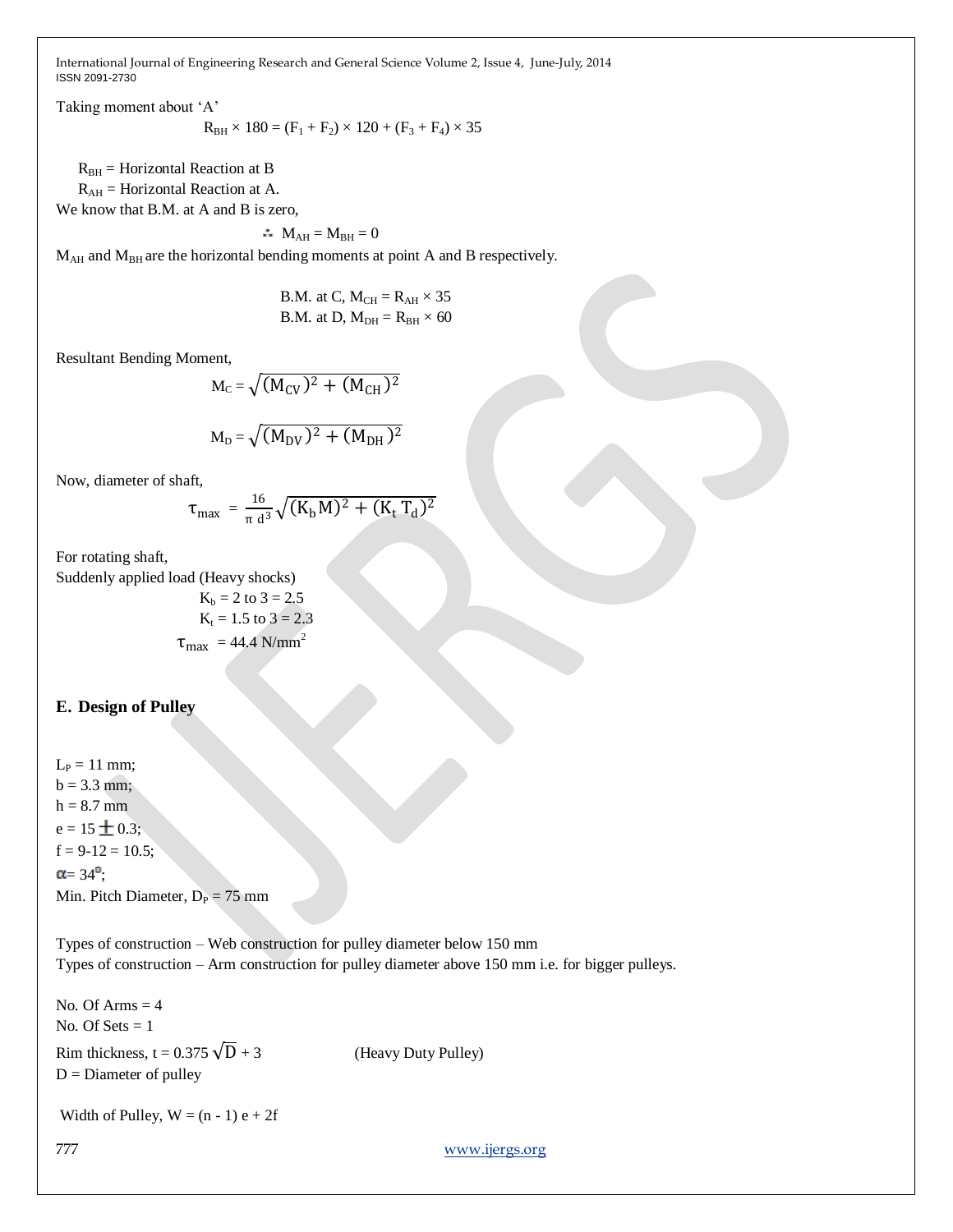Taking moment about 'A'

$$R_{BH} \times 180 = (F_1 + F_2) \times 120 + (F_3 + F_4) \times 35$$

$R_{BH}$ = Horizontal Reaction at B

$R_{AH}$ = Horizontal Reaction at A.

We know that B.M. at A and B is zero,

$$\therefore \; M_{AH} = M_{BH} = 0$$

$M_{AH}$ and $M_{BH}$ are the horizontal bending moments at point A and B respectively.

$$\text{B.M. at C, } M_{CH} = R_{AH} \times 35$$

$$\text{B.M. at D, } M_{DH} = R_{BH} \times 60$$

Resultant Bending Moment,

$$M_C = \sqrt{(M_{CV})^2 + (M_{CH})^2}$$

$$M_D = \sqrt{(M_{DV})^2 + (M_{DH})^2}$$

Now, diameter of shaft,

$$\tau_{max} = \frac{16}{\pi \, d^3}\sqrt{(K_b M)^2 + (K_t \, T_d)^2}$$

For rotating shaft,

Suddenly applied load (Heavy shocks)

$K_b$ = 2 to 3 = 2.5

$K_t$ = 1.5 to 3 = 2.3

$\tau_{max}$ = 44.4 N/mm$^2$

### E. Design of Pulley

$L_P$ = 11 mm;

b = 3.3 mm;

h = 8.7 mm

e = 15 $\pm$ 0.3;

f = 9-12 = 10.5;

$\alpha = 34^{\circ}$;

Min. Pitch Diameter, $D_P$ = 75 mm

Types of construction – Web construction for pulley diameter below 150 mm

Types of construction – Arm construction for pulley diameter above 150 mm i.e. for bigger pulleys.

No. Of Arms = 4

No. Of Sets = 1

Rim thickness, $t = 0.375\sqrt{D} + 3$ (Heavy Duty Pulley)

D = Diameter of pulley

Width of Pulley, $W = (n - 1)\, e + 2f$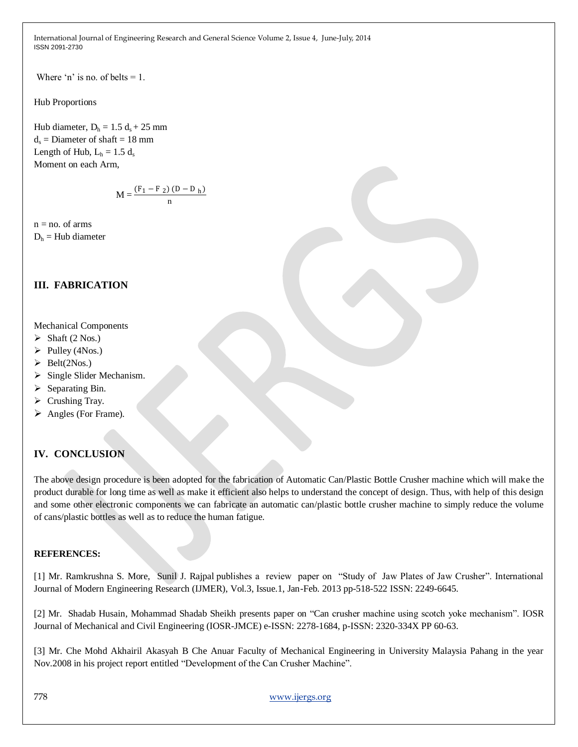Where 'n' is no. of belts = 1.

Hub Proportions

Hub diameter, $D_h = 1.5\ d_s + 25$ mm
$d_s$ = Diameter of shaft = 18 mm
Length of Hub, $L_h = 1.5\ d_s$
Moment on each Arm,

$$M = \frac{(F_1 - F_2)\ (D - D_h)}{n}$$

n = no. of arms
$D_h$ = Hub diameter

## III. FABRICATION

Mechanical Components

- Shaft (2 Nos.)
- Pulley (4Nos.)
- Belt(2Nos.)
- Single Slider Mechanism.
- Separating Bin.
- Crushing Tray.
- Angles (For Frame).

## IV. CONCLUSION

The above design procedure is been adopted for the fabrication of Automatic Can/Plastic Bottle Crusher machine which will make the product durable for long time as well as make it efficient also helps to understand the concept of design. Thus, with help of this design and some other electronic components we can fabricate an automatic can/plastic bottle crusher machine to simply reduce the volume of cans/plastic bottles as well as to reduce the human fatigue.

**REFERENCES:**

[1] Mr. Ramkrushna S. More, Sunil J. Rajpal publishes a review paper on "Study of Jaw Plates of Jaw Crusher". International Journal of Modern Engineering Research (IJMER), Vol.3, Issue.1, Jan-Feb. 2013 pp-518-522 ISSN: 2249-6645.

[2] Mr. Shadab Husain, Mohammad Shadab Sheikh presents paper on "Can crusher machine using scotch yoke mechanism". IOSR Journal of Mechanical and Civil Engineering (IOSR-JMCE) e-ISSN: 2278-1684, p-ISSN: 2320-334X PP 60-63.

[3] Mr. Che Mohd Akhairil Akasyah B Che Anuar Faculty of Mechanical Engineering in University Malaysia Pahang in the year Nov.2008 in his project report entitled "Development of the Can Crusher Machine".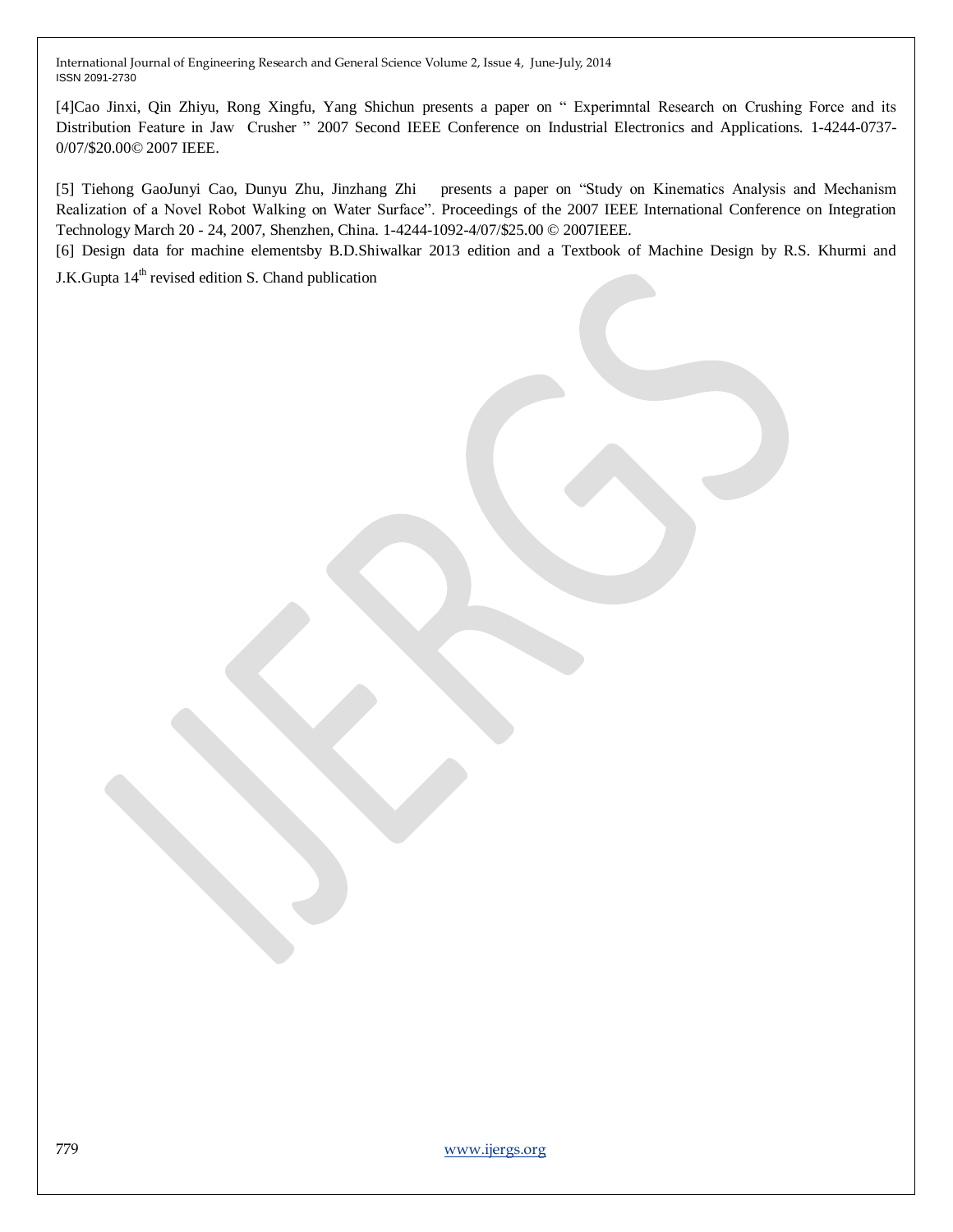[4]Cao Jinxi, Qin Zhiyu, Rong Xingfu, Yang Shichun presents a paper on " Experimntal Research on Crushing Force and its Distribution Feature in Jaw Crusher " 2007 Second IEEE Conference on Industrial Electronics and Applications. 1-4244-0737-0/07/$20.00© 2007 IEEE.

[5] Tiehong GaoJunyi Cao, Dunyu Zhu, Jinzhang Zhi presents a paper on "Study on Kinematics Analysis and Mechanism Realization of a Novel Robot Walking on Water Surface". Proceedings of the 2007 IEEE International Conference on Integration Technology March 20 - 24, 2007, Shenzhen, China. 1-4244-1092-4/07/$25.00 © 2007IEEE.

[6] Design data for machine elementsby B.D.Shiwalkar 2013 edition and a Textbook of Machine Design by R.S. Khurmi and J.K.Gupta 14th revised edition S. Chand publication